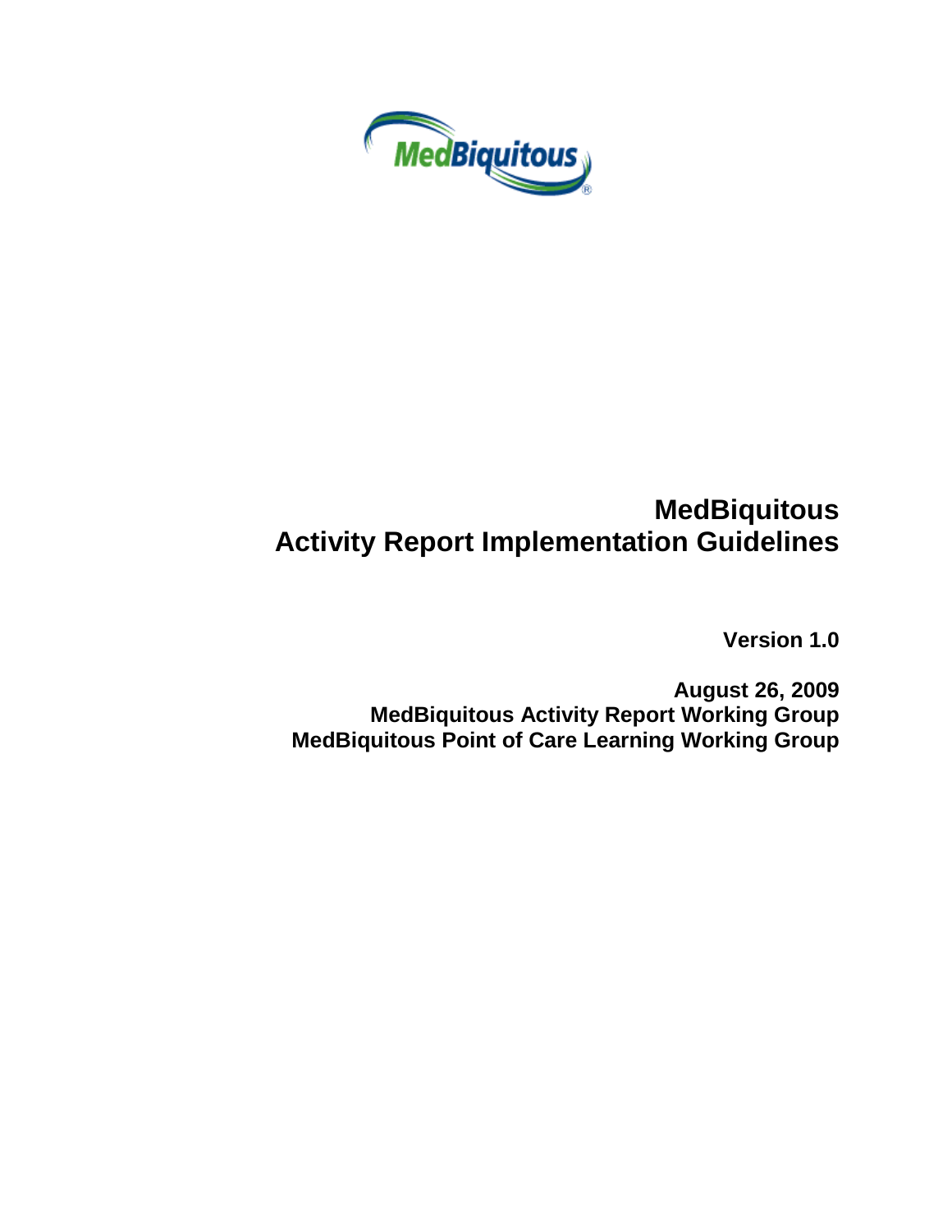# MedBiquitous Activity Report Implementation Guidelines

**Version 1.0**

**August 26, 2009**
**MedBiquitous Activity Report Working Group**
**MedBiquitous Point of Care Learning Working Group**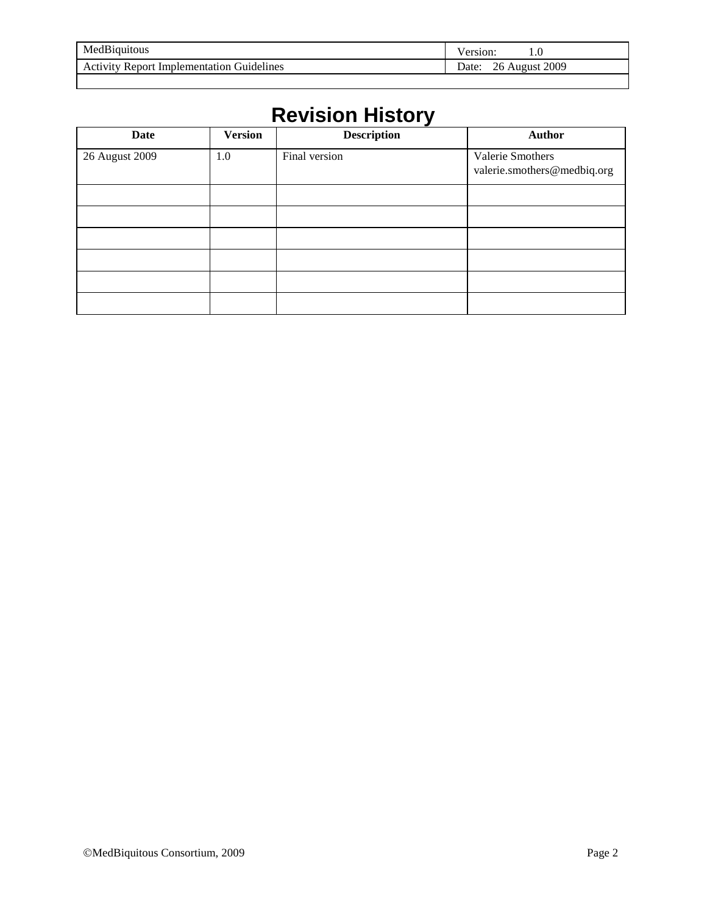# Revision History

| Date | Version | Description | Author |
| --- | --- | --- | --- |
| 26 August 2009 | 1.0 | Final version | Valerie Smothers valerie.smothers@medbiq.org |
| | | | |
| | | | |
| | | | |
| | | | |
| | | | |
| | | | |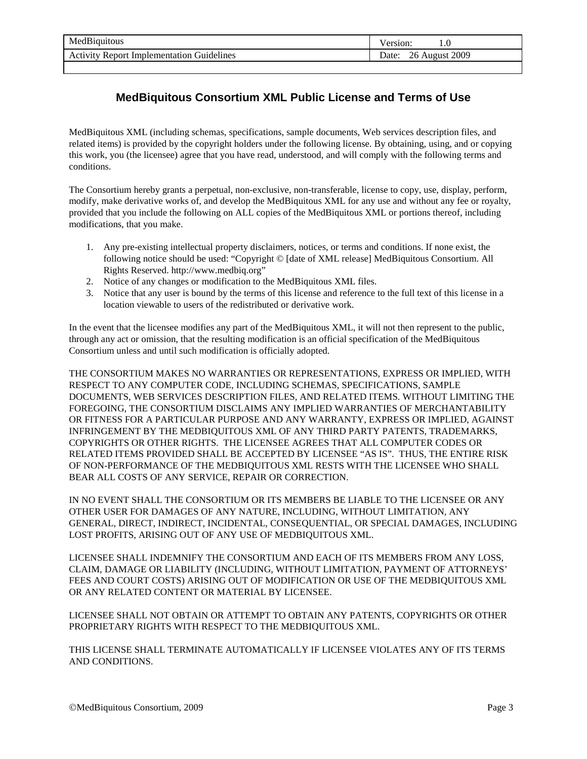## MedBiquitous Consortium XML Public License and Terms of Use

MedBiquitous XML (including schemas, specifications, sample documents, Web services description files, and related items) is provided by the copyright holders under the following license. By obtaining, using, and or copying this work, you (the licensee) agree that you have read, understood, and will comply with the following terms and conditions.

The Consortium hereby grants a perpetual, non-exclusive, non-transferable, license to copy, use, display, perform, modify, make derivative works of, and develop the MedBiquitous XML for any use and without any fee or royalty, provided that you include the following on ALL copies of the MedBiquitous XML or portions thereof, including modifications, that you make.

1. Any pre-existing intellectual property disclaimers, notices, or terms and conditions. If none exist, the following notice should be used: "Copyright © [date of XML release] MedBiquitous Consortium. All Rights Reserved. http://www.medbiq.org"
2. Notice of any changes or modification to the MedBiquitous XML files.
3. Notice that any user is bound by the terms of this license and reference to the full text of this license in a location viewable to users of the redistributed or derivative work.

In the event that the licensee modifies any part of the MedBiquitous XML, it will not then represent to the public, through any act or omission, that the resulting modification is an official specification of the MedBiquitous Consortium unless and until such modification is officially adopted.

THE CONSORTIUM MAKES NO WARRANTIES OR REPRESENTATIONS, EXPRESS OR IMPLIED, WITH RESPECT TO ANY COMPUTER CODE, INCLUDING SCHEMAS, SPECIFICATIONS, SAMPLE DOCUMENTS, WEB SERVICES DESCRIPTION FILES, AND RELATED ITEMS. WITHOUT LIMITING THE FOREGOING, THE CONSORTIUM DISCLAIMS ANY IMPLIED WARRANTIES OF MERCHANTABILITY OR FITNESS FOR A PARTICULAR PURPOSE AND ANY WARRANTY, EXPRESS OR IMPLIED, AGAINST INFRINGEMENT BY THE MEDBIQUITOUS XML OF ANY THIRD PARTY PATENTS, TRADEMARKS, COPYRIGHTS OR OTHER RIGHTS. THE LICENSEE AGREES THAT ALL COMPUTER CODES OR RELATED ITEMS PROVIDED SHALL BE ACCEPTED BY LICENSEE "AS IS". THUS, THE ENTIRE RISK OF NON-PERFORMANCE OF THE MEDBIQUITOUS XML RESTS WITH THE LICENSEE WHO SHALL BEAR ALL COSTS OF ANY SERVICE, REPAIR OR CORRECTION.

IN NO EVENT SHALL THE CONSORTIUM OR ITS MEMBERS BE LIABLE TO THE LICENSEE OR ANY OTHER USER FOR DAMAGES OF ANY NATURE, INCLUDING, WITHOUT LIMITATION, ANY GENERAL, DIRECT, INDIRECT, INCIDENTAL, CONSEQUENTIAL, OR SPECIAL DAMAGES, INCLUDING LOST PROFITS, ARISING OUT OF ANY USE OF MEDBIQUITOUS XML.

LICENSEE SHALL INDEMNIFY THE CONSORTIUM AND EACH OF ITS MEMBERS FROM ANY LOSS, CLAIM, DAMAGE OR LIABILITY (INCLUDING, WITHOUT LIMITATION, PAYMENT OF ATTORNEYS' FEES AND COURT COSTS) ARISING OUT OF MODIFICATION OR USE OF THE MEDBIQUITOUS XML OR ANY RELATED CONTENT OR MATERIAL BY LICENSEE.

LICENSEE SHALL NOT OBTAIN OR ATTEMPT TO OBTAIN ANY PATENTS, COPYRIGHTS OR OTHER PROPRIETARY RIGHTS WITH RESPECT TO THE MEDBIQUITOUS XML.

THIS LICENSE SHALL TERMINATE AUTOMATICALLY IF LICENSEE VIOLATES ANY OF ITS TERMS AND CONDITIONS.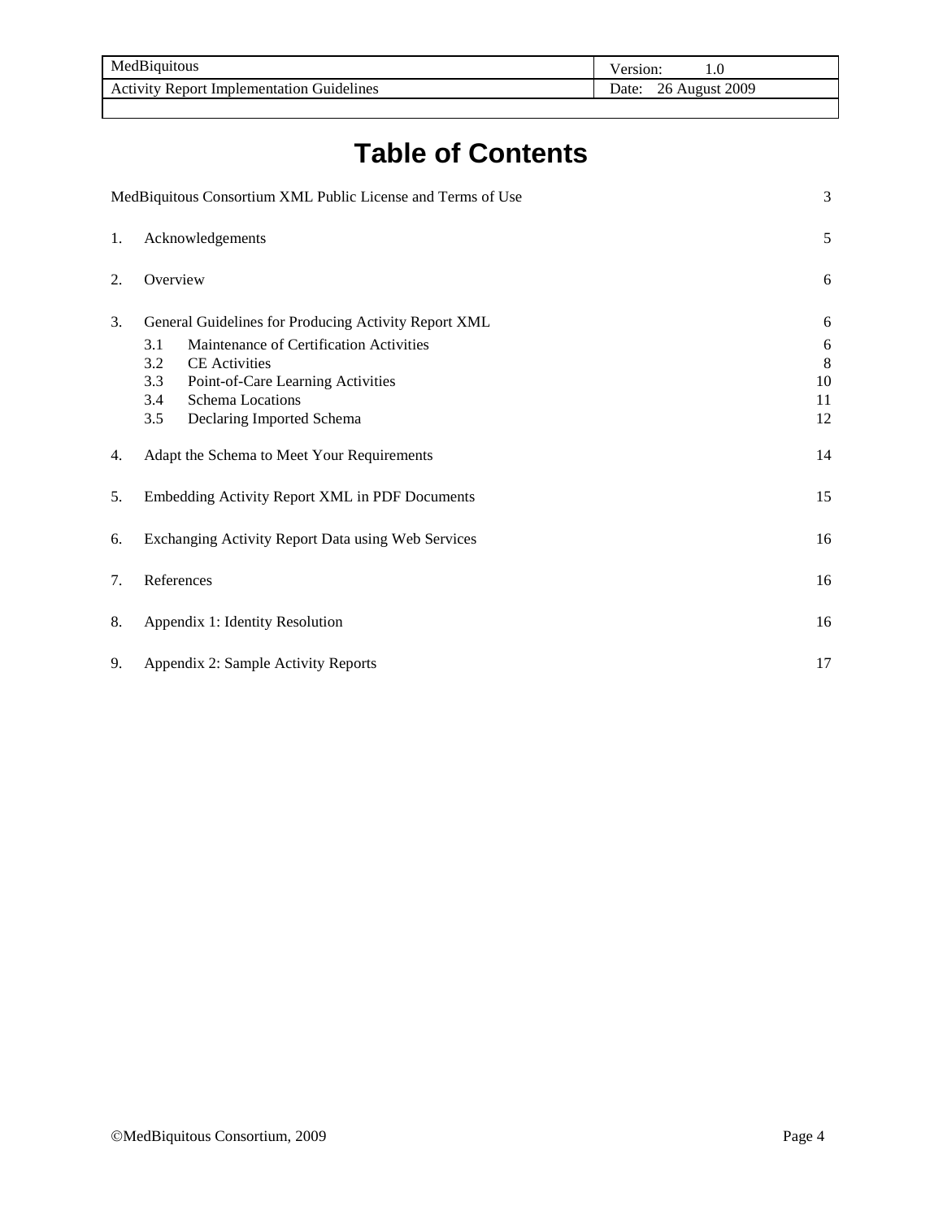# Table of Contents

| | | |
|---|---|---|
| MedBiquitous Consortium XML Public License and Terms of Use | | 3 |
| 1. | Acknowledgements | 5 |
| 2. | Overview | 6 |
| 3. | General Guidelines for Producing Activity Report XML | 6 |
| | 3.1 Maintenance of Certification Activities | 6 |
| | 3.2 CE Activities | 8 |
| | 3.3 Point-of-Care Learning Activities | 10 |
| | 3.4 Schema Locations | 11 |
| | 3.5 Declaring Imported Schema | 12 |
| 4. | Adapt the Schema to Meet Your Requirements | 14 |
| 5. | Embedding Activity Report XML in PDF Documents | 15 |
| 6. | Exchanging Activity Report Data using Web Services | 16 |
| 7. | References | 16 |
| 8. | Appendix 1: Identity Resolution | 16 |
| 9. | Appendix 2: Sample Activity Reports | 17 |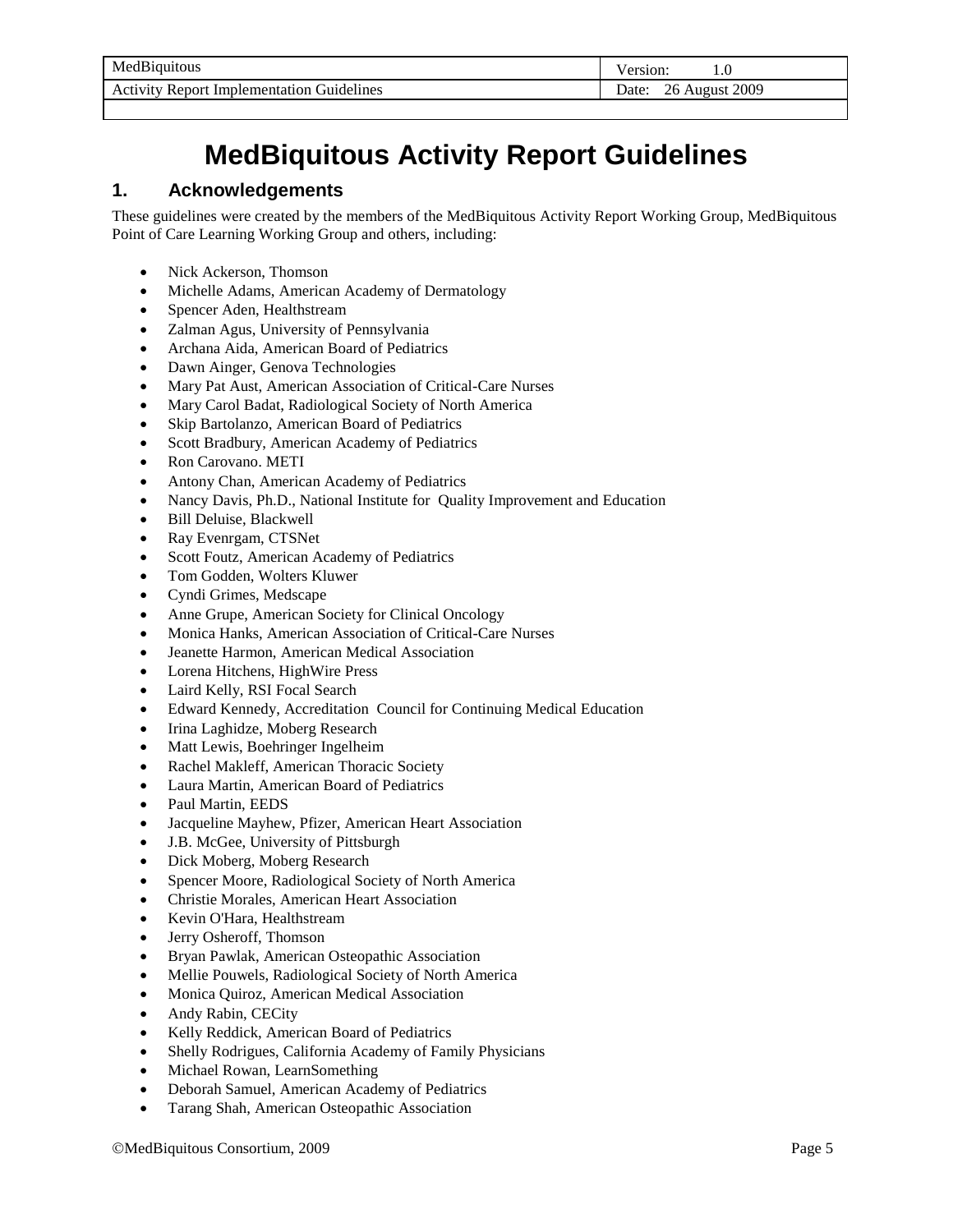# MedBiquitous Activity Report Guidelines

## 1. Acknowledgements

These guidelines were created by the members of the MedBiquitous Activity Report Working Group, MedBiquitous Point of Care Learning Working Group and others, including:

- Nick Ackerson, Thomson
- Michelle Adams, American Academy of Dermatology
- Spencer Aden, Healthstream
- Zalman Agus, University of Pennsylvania
- Archana Aida, American Board of Pediatrics
- Dawn Ainger, Genova Technologies
- Mary Pat Aust, American Association of Critical-Care Nurses
- Mary Carol Badat, Radiological Society of North America
- Skip Bartolanzo, American Board of Pediatrics
- Scott Bradbury, American Academy of Pediatrics
- Ron Carovano. METI
- Antony Chan, American Academy of Pediatrics
- Nancy Davis, Ph.D., National Institute for Quality Improvement and Education
- Bill Deluise, Blackwell
- Ray Evenrgam, CTSNet
- Scott Foutz, American Academy of Pediatrics
- Tom Godden, Wolters Kluwer
- Cyndi Grimes, Medscape
- Anne Grupe, American Society for Clinical Oncology
- Monica Hanks, American Association of Critical-Care Nurses
- Jeanette Harmon, American Medical Association
- Lorena Hitchens, HighWire Press
- Laird Kelly, RSI Focal Search
- Edward Kennedy, Accreditation Council for Continuing Medical Education
- Irina Laghidze, Moberg Research
- Matt Lewis, Boehringer Ingelheim
- Rachel Makleff, American Thoracic Society
- Laura Martin, American Board of Pediatrics
- Paul Martin, EEDS
- Jacqueline Mayhew, Pfizer, American Heart Association
- J.B. McGee, University of Pittsburgh
- Dick Moberg, Moberg Research
- Spencer Moore, Radiological Society of North America
- Christie Morales, American Heart Association
- Kevin O'Hara, Healthstream
- Jerry Osheroff, Thomson
- Bryan Pawlak, American Osteopathic Association
- Mellie Pouwels, Radiological Society of North America
- Monica Quiroz, American Medical Association
- Andy Rabin, CECity
- Kelly Reddick, American Board of Pediatrics
- Shelly Rodrigues, California Academy of Family Physicians
- Michael Rowan, LearnSomething
- Deborah Samuel, American Academy of Pediatrics
- Tarang Shah, American Osteopathic Association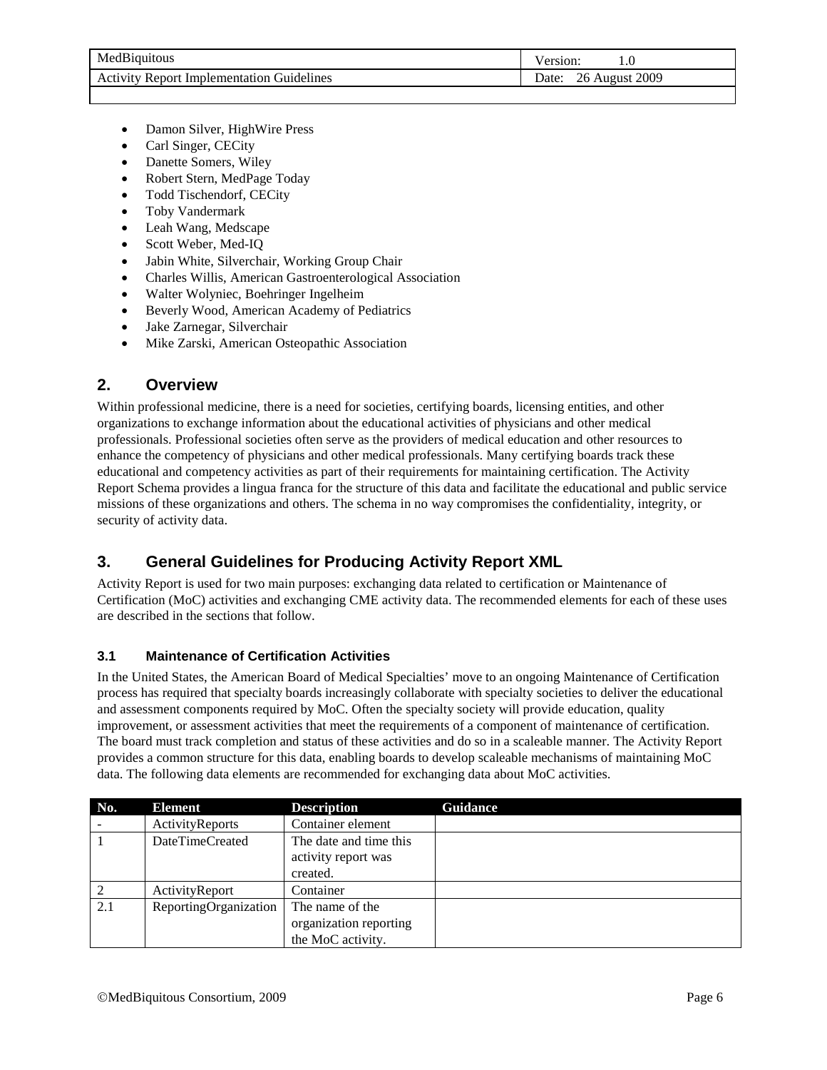- Damon Silver, HighWire Press
- Carl Singer, CECity
- Danette Somers, Wiley
- Robert Stern, MedPage Today
- Todd Tischendorf, CECity
- Toby Vandermark
- Leah Wang, Medscape
- Scott Weber, Med-IQ
- Jabin White, Silverchair, Working Group Chair
- Charles Willis, American Gastroenterological Association
- Walter Wolyniec, Boehringer Ingelheim
- Beverly Wood, American Academy of Pediatrics
- Jake Zarnegar, Silverchair
- Mike Zarski, American Osteopathic Association

## 2. Overview

Within professional medicine, there is a need for societies, certifying boards, licensing entities, and other organizations to exchange information about the educational activities of physicians and other medical professionals. Professional societies often serve as the providers of medical education and other resources to enhance the competency of physicians and other medical professionals. Many certifying boards track these educational and competency activities as part of their requirements for maintaining certification. The Activity Report Schema provides a lingua franca for the structure of this data and facilitate the educational and public service missions of these organizations and others. The schema in no way compromises the confidentiality, integrity, or security of activity data.

## 3. General Guidelines for Producing Activity Report XML

Activity Report is used for two main purposes: exchanging data related to certification or Maintenance of Certification (MoC) activities and exchanging CME activity data. The recommended elements for each of these uses are described in the sections that follow.

### 3.1 Maintenance of Certification Activities

In the United States, the American Board of Medical Specialties' move to an ongoing Maintenance of Certification process has required that specialty boards increasingly collaborate with specialty societies to deliver the educational and assessment components required by MoC. Often the specialty society will provide education, quality improvement, or assessment activities that meet the requirements of a component of maintenance of certification. The board must track completion and status of these activities and do so in a scaleable manner. The Activity Report provides a common structure for this data, enabling boards to develop scaleable mechanisms of maintaining MoC data. The following data elements are recommended for exchanging data about MoC activities.

| No. | Element | Description | Guidance |
|---|---|---|---|
| - | ActivityReports | Container element | |
| 1 | DateTimeCreated | The date and time this activity report was created. | |
| 2 | ActivityReport | Container | |
| 2.1 | ReportingOrganization | The name of the organization reporting the MoC activity. | |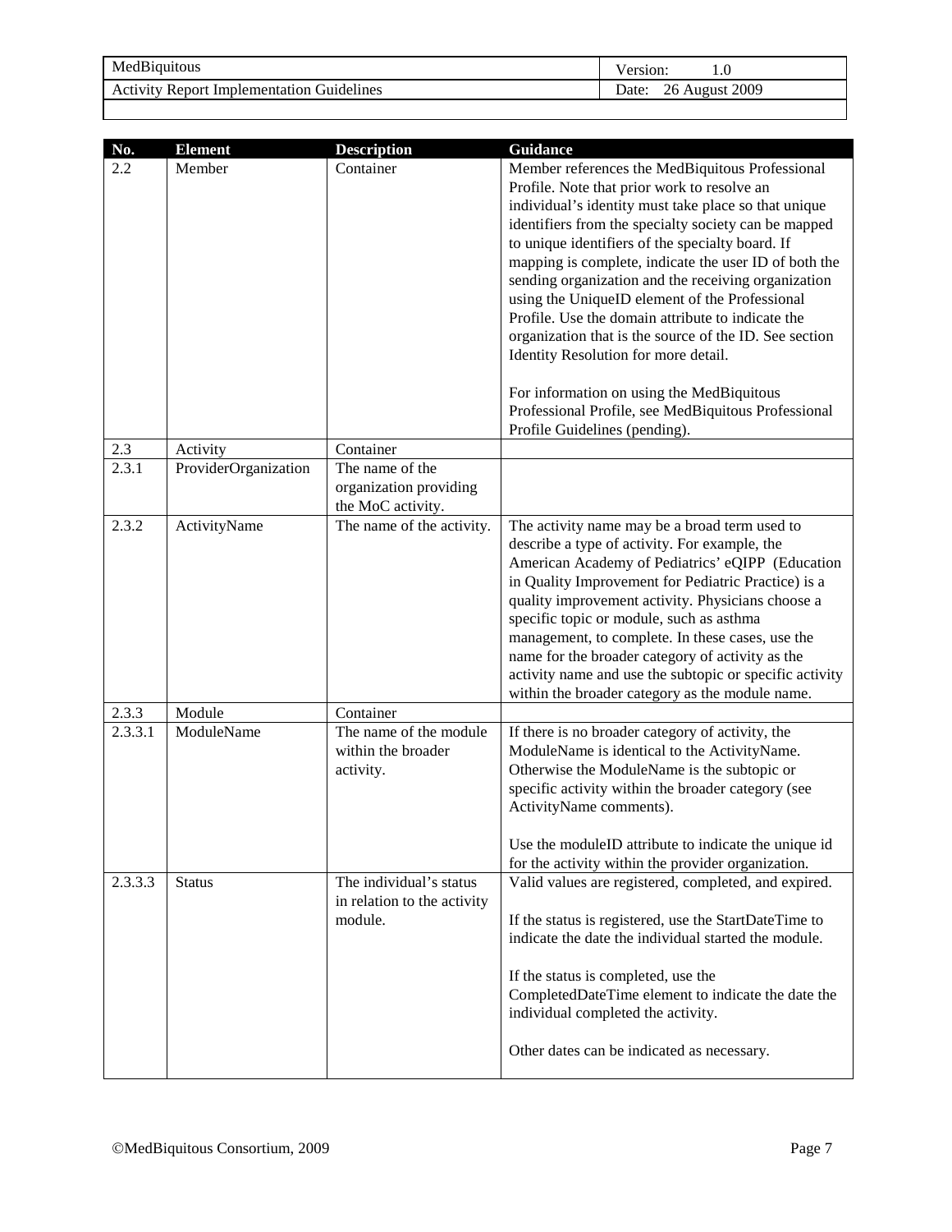| No. | Element | Description | Guidance |
| --- | --- | --- | --- |
| 2.2 | Member | Container | Member references the MedBiquitous Professional Profile. Note that prior work to resolve an individual's identity must take place so that unique identifiers from the specialty society can be mapped to unique identifiers of the specialty board. If mapping is complete, indicate the user ID of both the sending organization and the receiving organization using the UniqueID element of the Professional Profile. Use the domain attribute to indicate the organization that is the source of the ID. See section Identity Resolution for more detail.<br><br>For information on using the MedBiquitous Professional Profile, see MedBiquitous Professional Profile Guidelines (pending). |
| 2.3 | Activity | Container | |
| 2.3.1 | ProviderOrganization | The name of the organization providing the MoC activity. | |
| 2.3.2 | ActivityName | The name of the activity. | The activity name may be a broad term used to describe a type of activity. For example, the American Academy of Pediatrics' eQIPP (Education in Quality Improvement for Pediatric Practice) is a quality improvement activity. Physicians choose a specific topic or module, such as asthma management, to complete. In these cases, use the name for the broader category of activity as the activity name and use the subtopic or specific activity within the broader category as the module name. |
| 2.3.3 | Module | Container | |
| 2.3.3.1 | ModuleName | The name of the module within the broader activity. | If there is no broader category of activity, the ModuleName is identical to the ActivityName. Otherwise the ModuleName is the subtopic or specific activity within the broader category (see ActivityName comments).<br><br>Use the moduleID attribute to indicate the unique id for the activity within the provider organization. |
| 2.3.3.3 | Status | The individual's status in relation to the activity module. | Valid values are registered, completed, and expired.<br><br>If the status is registered, use the StartDateTime to indicate the date the individual started the module.<br><br>If the status is completed, use the CompletedDateTime element to indicate the date the individual completed the activity.<br><br>Other dates can be indicated as necessary. |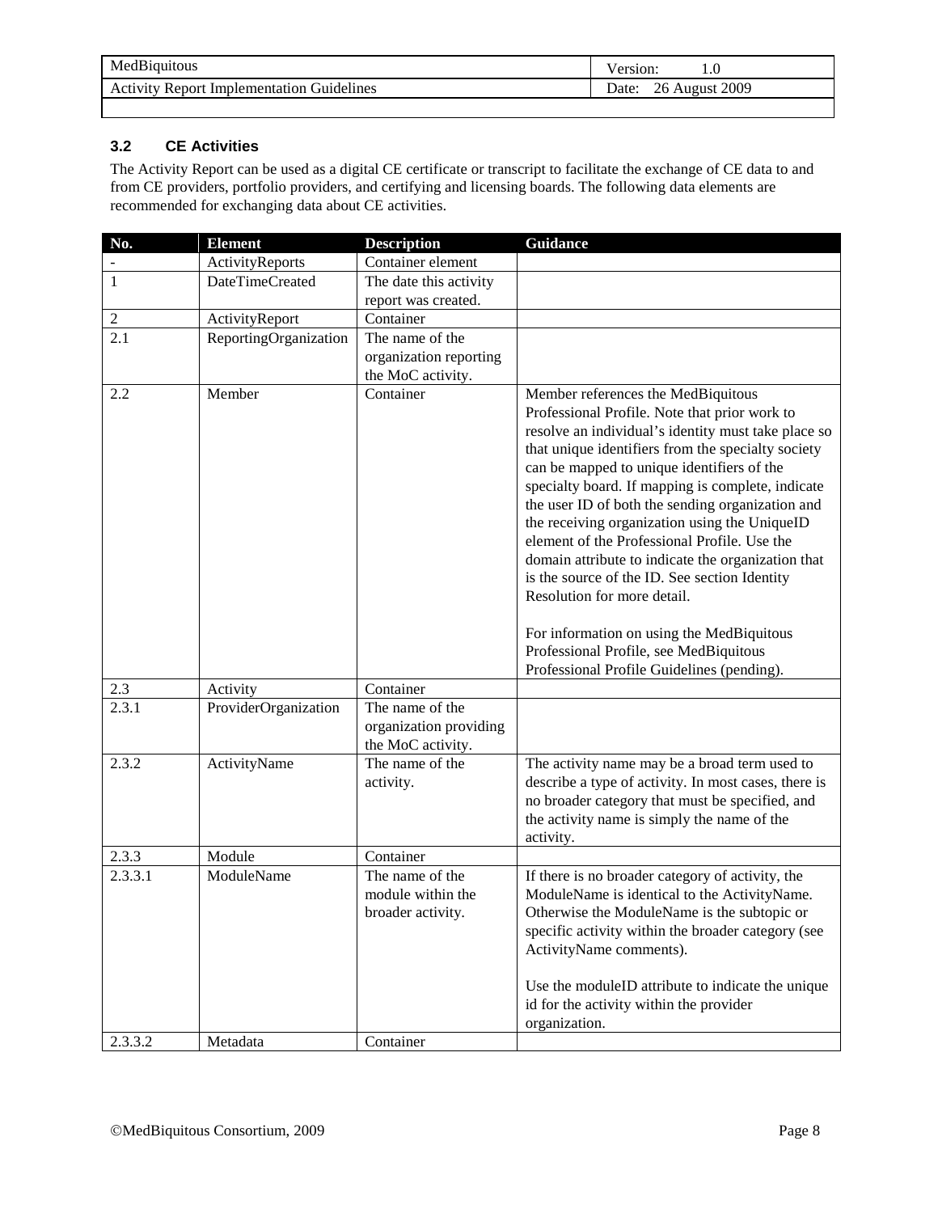### 3.2 CE Activities

The Activity Report can be used as a digital CE certificate or transcript to facilitate the exchange of CE data to and from CE providers, portfolio providers, and certifying and licensing boards. The following data elements are recommended for exchanging data about CE activities.

| No. | Element | Description | Guidance |
|---|---|---|---|
| - | ActivityReports | Container element | |
| 1 | DateTimeCreated | The date this activity report was created. | |
| 2 | ActivityReport | Container | |
| 2.1 | ReportingOrganization | The name of the organization reporting the MoC activity. | |
| 2.2 | Member | Container | Member references the MedBiquitous Professional Profile. Note that prior work to resolve an individual's identity must take place so that unique identifiers from the specialty society can be mapped to unique identifiers of the specialty board. If mapping is complete, indicate the user ID of both the sending organization and the receiving organization using the UniqueID element of the Professional Profile. Use the domain attribute to indicate the organization that is the source of the ID. See section Identity Resolution for more detail.<br><br>For information on using the MedBiquitous Professional Profile, see MedBiquitous Professional Profile Guidelines (pending). |
| 2.3 | Activity | Container | |
| 2.3.1 | ProviderOrganization | The name of the organization providing the MoC activity. | |
| 2.3.2 | ActivityName | The name of the activity. | The activity name may be a broad term used to describe a type of activity. In most cases, there is no broader category that must be specified, and the activity name is simply the name of the activity. |
| 2.3.3 | Module | Container | |
| 2.3.3.1 | ModuleName | The name of the module within the broader activity. | If there is no broader category of activity, the ModuleName is identical to the ActivityName. Otherwise the ModuleName is the subtopic or specific activity within the broader category (see ActivityName comments).<br><br>Use the moduleID attribute to indicate the unique id for the activity within the provider organization. |
| 2.3.3.2 | Metadata | Container | |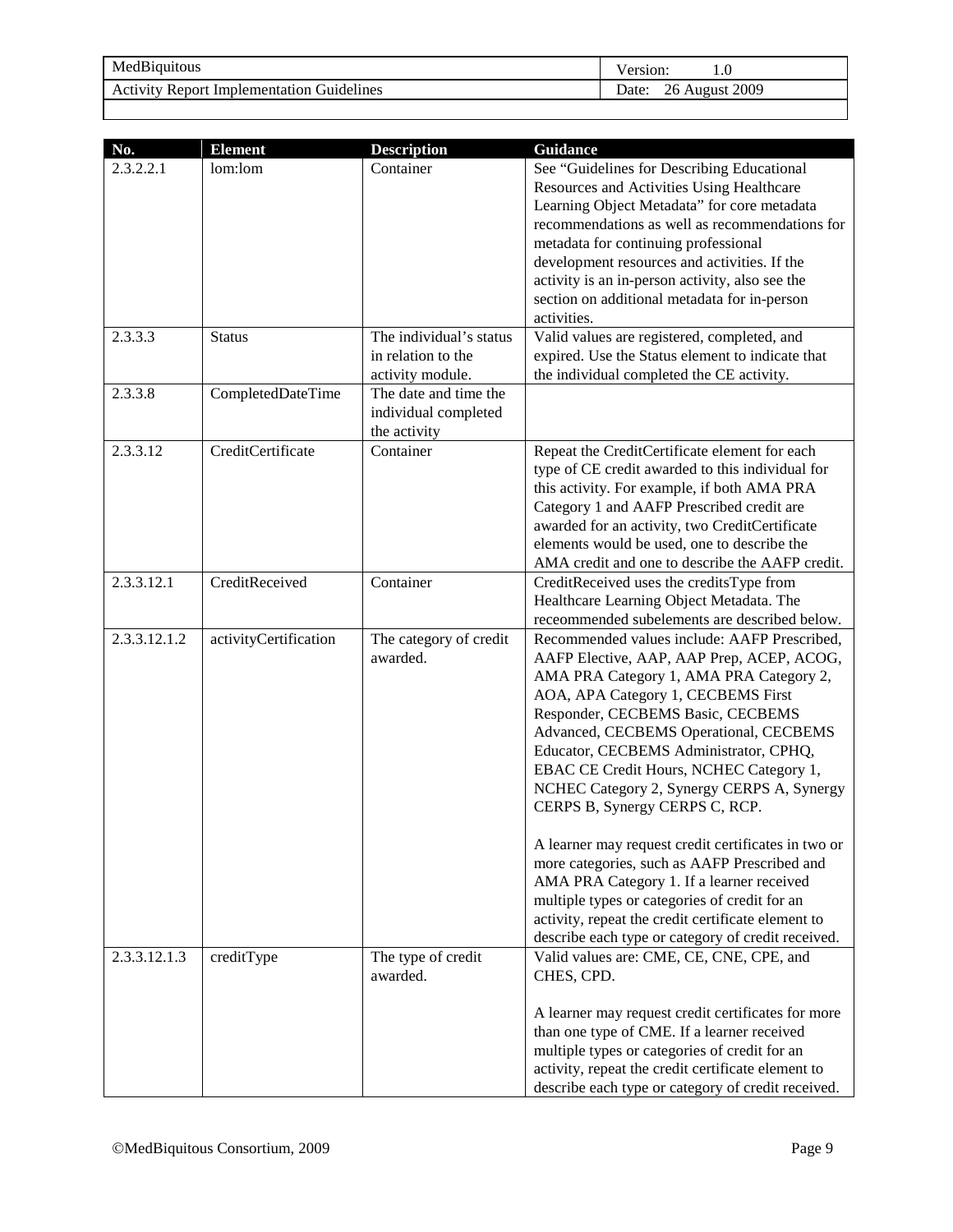| No. | Element | Description | Guidance |
| --- | --- | --- | --- |
| 2.3.2.2.1 | lom:lom | Container | See "Guidelines for Describing Educational Resources and Activities Using Healthcare Learning Object Metadata" for core metadata recommendations as well as recommendations for metadata for continuing professional development resources and activities. If the activity is an in-person activity, also see the section on additional metadata for in-person activities. |
| 2.3.3.3 | Status | The individual's status in relation to the activity module. | Valid values are registered, completed, and expired. Use the Status element to indicate that the individual completed the CE activity. |
| 2.3.3.8 | CompletedDateTime | The date and time the individual completed the activity | |
| 2.3.3.12 | CreditCertificate | Container | Repeat the CreditCertificate element for each type of CE credit awarded to this individual for this activity. For example, if both AMA PRA Category 1 and AAFP Prescribed credit are awarded for an activity, two CreditCertificate elements would be used, one to describe the AMA credit and one to describe the AAFP credit. |
| 2.3.3.12.1 | CreditReceived | Container | CreditReceived uses the creditsType from Healthcare Learning Object Metadata. The receommended subelements are described below. |
| 2.3.3.12.1.2 | activityCertification | The category of credit awarded. | Recommended values include: AAFP Prescribed, AAFP Elective, AAP, AAP Prep, ACEP, ACOG, AMA PRA Category 1, AMA PRA Category 2, AOA, APA Category 1, CECBEMS First Responder, CECBEMS Basic, CECBEMS Advanced, CECBEMS Operational, CECBEMS Educator, CECBEMS Administrator, CPHQ, EBAC CE Credit Hours, NCHEC Category 1, NCHEC Category 2, Synergy CERPS A, Synergy CERPS B, Synergy CERPS C, RCP.<br><br>A learner may request credit certificates in two or more categories, such as AAFP Prescribed and AMA PRA Category 1. If a learner received multiple types or categories of credit for an activity, repeat the credit certificate element to describe each type or category of credit received. |
| 2.3.3.12.1.3 | creditType | The type of credit awarded. | Valid values are: CME, CE, CNE, CPE, and CHES, CPD.<br><br>A learner may request credit certificates for more than one type of CME. If a learner received multiple types or categories of credit for an activity, repeat the credit certificate element to describe each type or category of credit received. |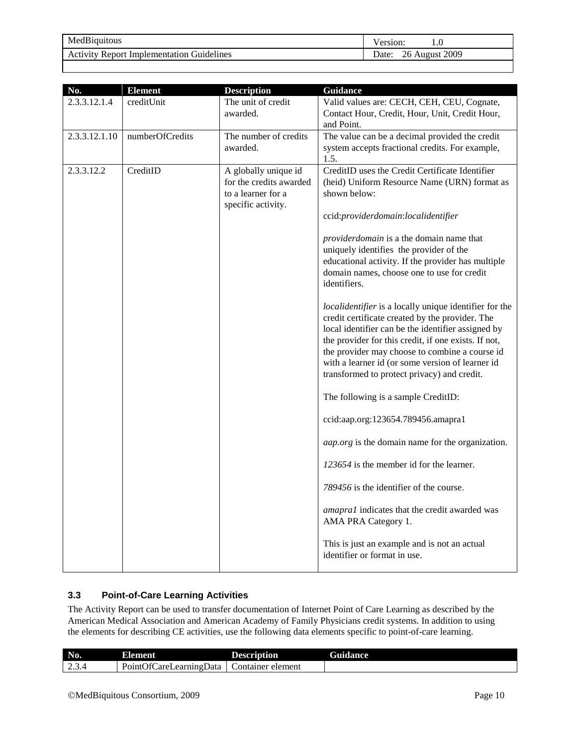| No. | Element | Description | Guidance |
|---|---|---|---|
| 2.3.3.12.1.4 | creditUnit | The unit of credit awarded. | Valid values are: CECH, CEH, CEU, Cognate, Contact Hour, Credit, Hour, Unit, Credit Hour, and Point. |
| 2.3.3.12.1.10 | numberOfCredits | The number of credits awarded. | The value can be a decimal provided the credit system accepts fractional credits. For example, 1.5. |
| 2.3.3.12.2 | CreditID | A globally unique id for the credits awarded to a learner for a specific activity. | CreditID uses the Credit Certificate Identifier (heid) Uniform Resource Name (URN) format as shown below:<br><br>ccid:*providerdomain*:*localidentifier*<br><br>*providerdomain* is a the domain name that uniquely identifies the provider of the educational activity. If the provider has multiple domain names, choose one to use for credit identifiers.<br><br>*localidentifier* is a locally unique identifier for the credit certificate created by the provider. The local identifier can be the identifier assigned by the provider for this credit, if one exists. If not, the provider may choose to combine a course id with a learner id (or some version of learner id transformed to protect privacy) and credit.<br><br>The following is a sample CreditID:<br><br>ccid:aap.org:123654.789456.amapra1<br><br>*aap.org* is the domain name for the organization.<br><br>*123654* is the member id for the learner.<br><br>*789456* is the identifier of the course.<br><br>*amapra1* indicates that the credit awarded was AMA PRA Category 1.<br><br>This is just an example and is not an actual identifier or format in use. |

### 3.3 Point-of-Care Learning Activities

The Activity Report can be used to transfer documentation of Internet Point of Care Learning as described by the American Medical Association and American Academy of Family Physicians credit systems. In addition to using the elements for describing CE activities, use the following data elements specific to point-of-care learning.

| No. | Element | Description | Guidance |
|---|---|---|---|
| 2.3.4 | PointOfCareLearningData | Container element | |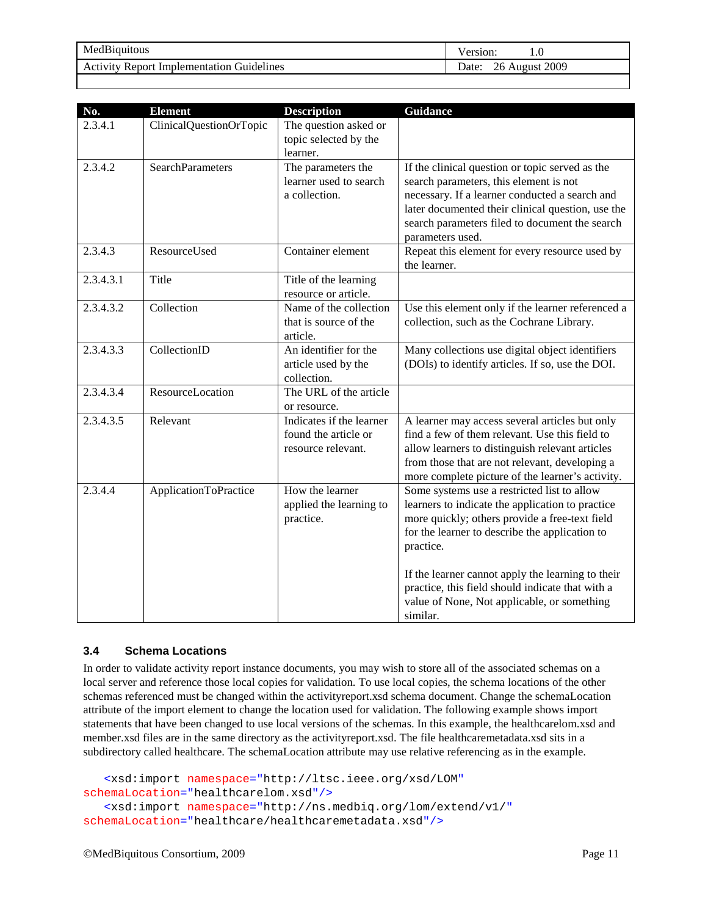| No. | Element | Description | Guidance |
|---|---|---|---|
| 2.3.4.1 | ClinicalQuestionOrTopic | The question asked or topic selected by the learner. | |
| 2.3.4.2 | SearchParameters | The parameters the learner used to search a collection. | If the clinical question or topic served as the search parameters, this element is not necessary. If a learner conducted a search and later documented their clinical question, use the search parameters filed to document the search parameters used. |
| 2.3.4.3 | ResourceUsed | Container element | Repeat this element for every resource used by the learner. |
| 2.3.4.3.1 | Title | Title of the learning resource or article. | |
| 2.3.4.3.2 | Collection | Name of the collection that is source of the article. | Use this element only if the learner referenced a collection, such as the Cochrane Library. |
| 2.3.4.3.3 | CollectionID | An identifier for the article used by the collection. | Many collections use digital object identifiers (DOIs) to identify articles. If so, use the DOI. |
| 2.3.4.3.4 | ResourceLocation | The URL of the article or resource. | |
| 2.3.4.3.5 | Relevant | Indicates if the learner found the article or resource relevant. | A learner may access several articles but only find a few of them relevant. Use this field to allow learners to distinguish relevant articles from those that are not relevant, developing a more complete picture of the learner's activity. |
| 2.3.4.4 | ApplicationToPractice | How the learner applied the learning to practice. | Some systems use a restricted list to allow learners to indicate the application to practice more quickly; others provide a free-text field for the learner to describe the application to practice.<br><br>If the learner cannot apply the learning to their practice, this field should indicate that with a value of None, Not applicable, or something similar. |

### 3.4 Schema Locations

In order to validate activity report instance documents, you may wish to store all of the associated schemas on a local server and reference those local copies for validation. To use local copies, the schema locations of the other schemas referenced must be changed within the activityreport.xsd schema document. Change the schemaLocation attribute of the import element to change the location used for validation. The following example shows import statements that have been changed to use local versions of the schemas. In this example, the healthcarelom.xsd and member.xsd files are in the same directory as the activityreport.xsd. The file healthcaremetadata.xsd sits in a subdirectory called healthcare. The schemaLocation attribute may use relative referencing as in the example.

```
   <xsd:import namespace="http://ltsc.ieee.org/xsd/LOM"
schemaLocation="healthcarelom.xsd"/>
   <xsd:import namespace="http://ns.medbiq.org/lom/extend/v1/"
schemaLocation="healthcare/healthcaremetadata.xsd"/>
```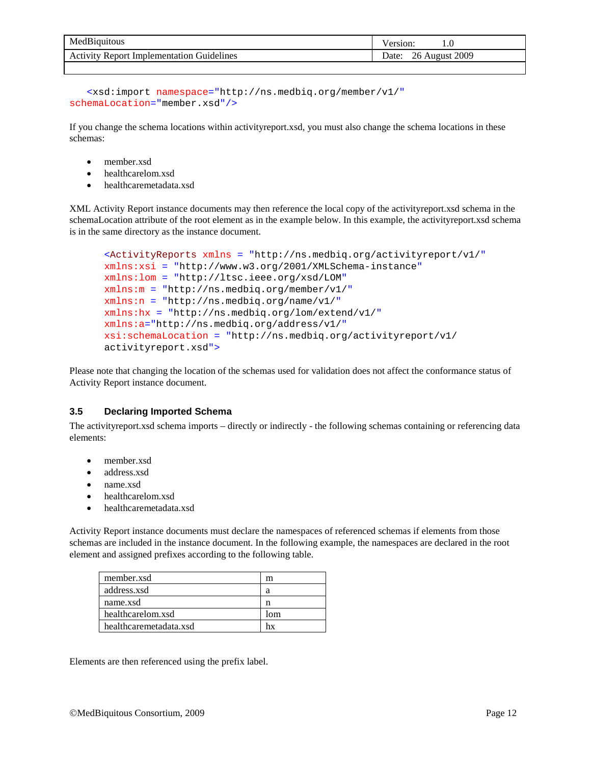```
<xsd:import namespace="http://ns.medbiq.org/member/v1/"
schemaLocation="member.xsd"/>
```

If you change the schema locations within activityreport.xsd, you must also change the schema locations in these schemas:

- member.xsd
- healthcarelom.xsd
- healthcaremetadata.xsd

XML Activity Report instance documents may then reference the local copy of the activityreport.xsd schema in the schemaLocation attribute of the root element as in the example below. In this example, the activityreport.xsd schema is in the same directory as the instance document.

```
<ActivityReports xmlns = "http://ns.medbiq.org/activityreport/v1/"
xmlns:xsi = "http://www.w3.org/2001/XMLSchema-instance"
xmlns:lom = "http://ltsc.ieee.org/xsd/LOM"
xmlns:m = "http://ns.medbiq.org/member/v1/"
xmlns:n = "http://ns.medbiq.org/name/v1/"
xmlns:hx = "http://ns.medbiq.org/lom/extend/v1/"
xmlns:a="http://ns.medbiq.org/address/v1/"
xsi:schemaLocation = "http://ns.medbiq.org/activityreport/v1/
activityreport.xsd">
```

Please note that changing the location of the schemas used for validation does not affect the conformance status of Activity Report instance document.

### 3.5 Declaring Imported Schema

The activityreport.xsd schema imports – directly or indirectly - the following schemas containing or referencing data elements:

- member.xsd
- address.xsd
- name.xsd
- healthcarelom.xsd
- healthcaremetadata.xsd

Activity Report instance documents must declare the namespaces of referenced schemas if elements from those schemas are included in the instance document. In the following example, the namespaces are declared in the root element and assigned prefixes according to the following table.

| | |
|---|---|
| member.xsd | m |
| address.xsd | a |
| name.xsd | n |
| healthcarelom.xsd | lom |
| healthcaremetadata.xsd | hx |

Elements are then referenced using the prefix label.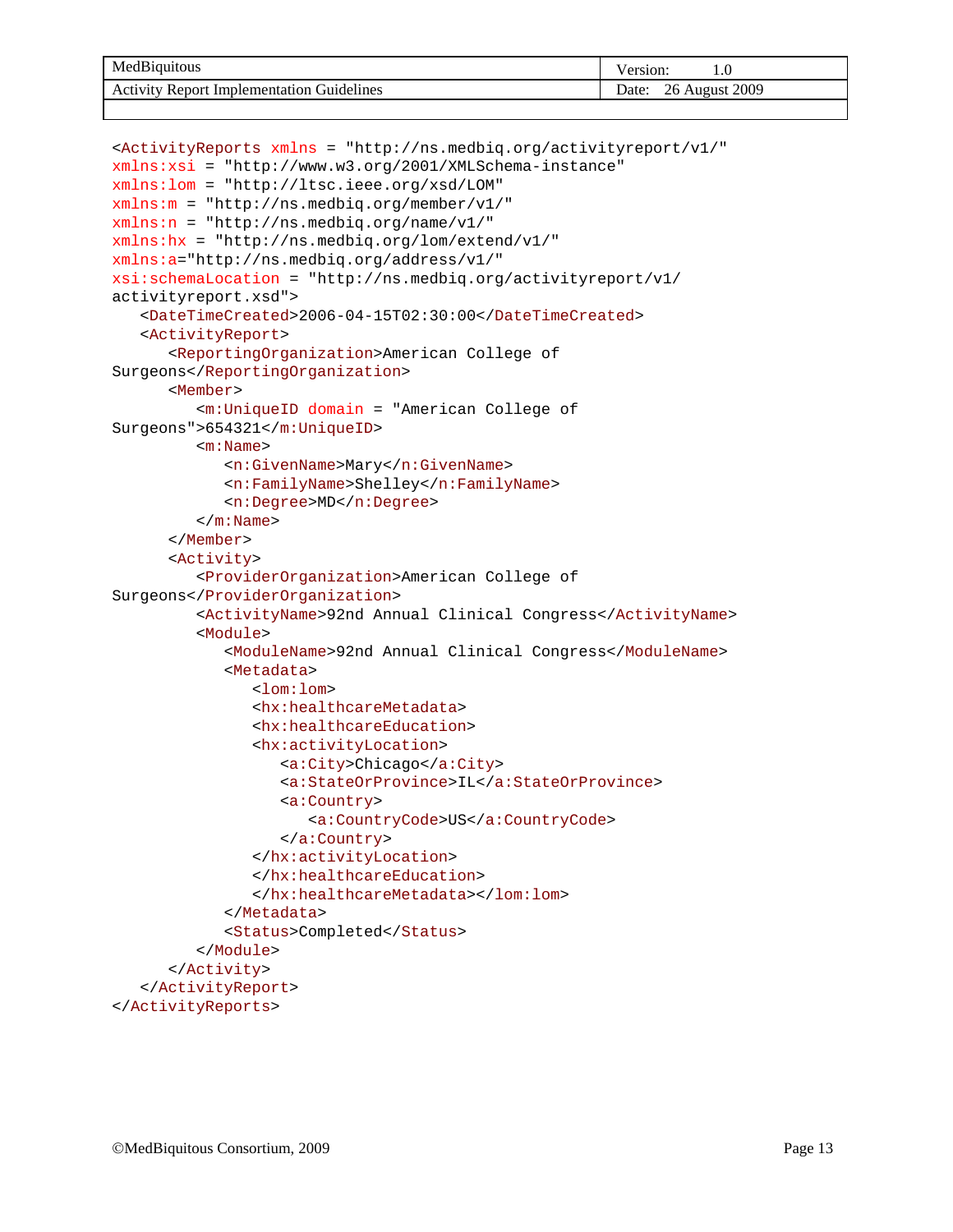```xml
<ActivityReports xmlns = "http://ns.medbiq.org/activityreport/v1/"
xmlns:xsi = "http://www.w3.org/2001/XMLSchema-instance"
xmlns:lom = "http://ltsc.ieee.org/xsd/LOM"
xmlns:m = "http://ns.medbiq.org/member/v1/"
xmlns:n = "http://ns.medbiq.org/name/v1/"
xmlns:hx = "http://ns.medbiq.org/lom/extend/v1/"
xmlns:a="http://ns.medbiq.org/address/v1/"
xsi:schemaLocation = "http://ns.medbiq.org/activityreport/v1/
activityreport.xsd">
   <DateTimeCreated>2006-04-15T02:30:00</DateTimeCreated>
   <ActivityReport>
      <ReportingOrganization>American College of
Surgeons</ReportingOrganization>
      <Member>
         <m:UniqueID domain = "American College of
Surgeons">654321</m:UniqueID>
         <m:Name>
            <n:GivenName>Mary</n:GivenName>
            <n:FamilyName>Shelley</n:FamilyName>
            <n:Degree>MD</n:Degree>
         </m:Name>
      </Member>
      <Activity>
         <ProviderOrganization>American College of
Surgeons</ProviderOrganization>
         <ActivityName>92nd Annual Clinical Congress</ActivityName>
         <Module>
            <ModuleName>92nd Annual Clinical Congress</ModuleName>
            <Metadata>
               <lom:lom>
               <hx:healthcareMetadata>
               <hx:healthcareEducation>
               <hx:activityLocation>
                  <a:City>Chicago</a:City>
                  <a:StateOrProvince>IL</a:StateOrProvince>
                  <a:Country>
                     <a:CountryCode>US</a:CountryCode>
                  </a:Country>
               </hx:activityLocation>
               </hx:healthcareEducation>
               </hx:healthcareMetadata></lom:lom>
            </Metadata>
            <Status>Completed</Status>
         </Module>
      </Activity>
   </ActivityReport>
</ActivityReports>
```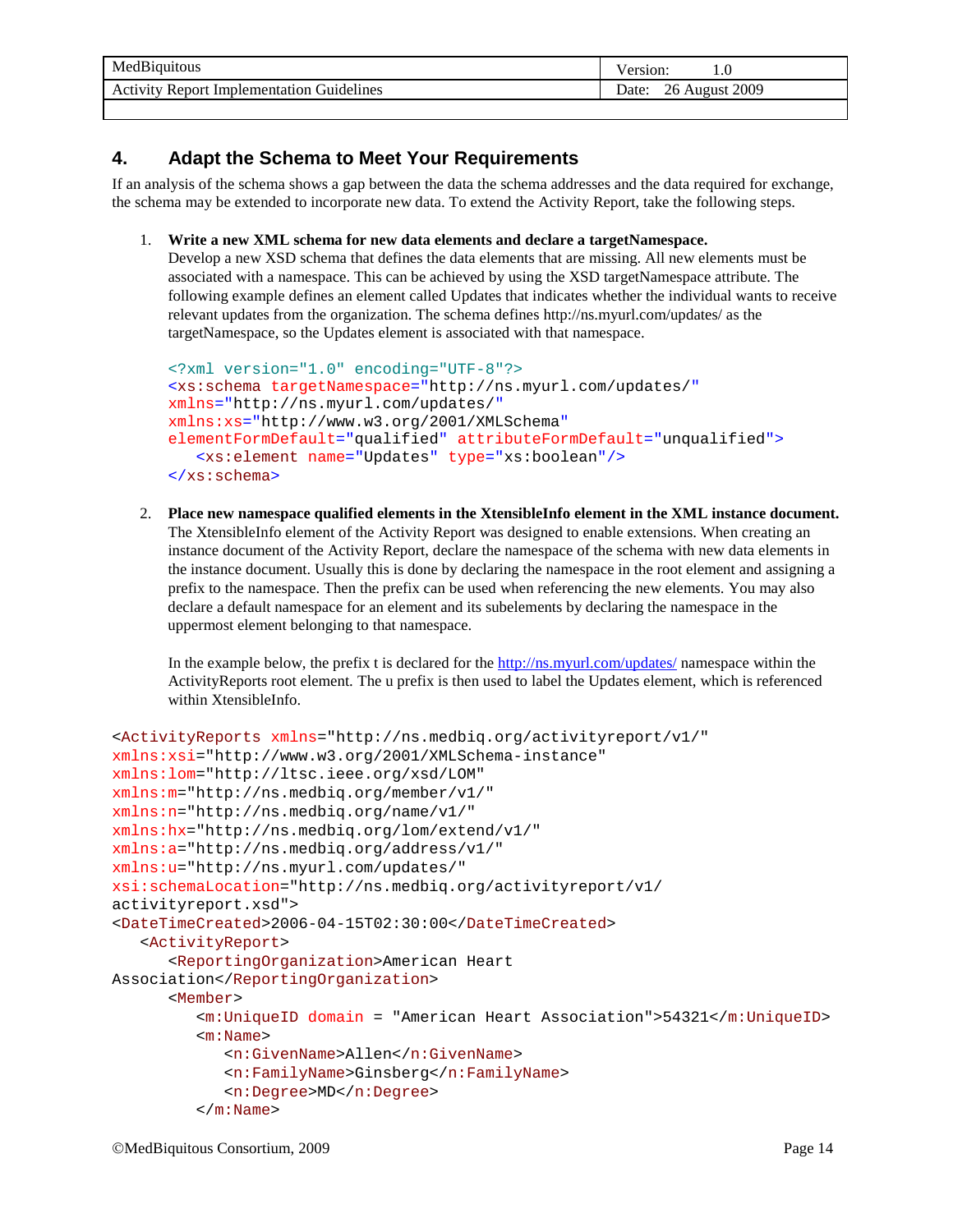## 4. Adapt the Schema to Meet Your Requirements

If an analysis of the schema shows a gap between the data the schema addresses and the data required for exchange, the schema may be extended to incorporate new data. To extend the Activity Report, take the following steps.

1. **Write a new XML schema for new data elements and declare a targetNamespace.**
   Develop a new XSD schema that defines the data elements that are missing. All new elements must be associated with a namespace. This can be achieved by using the XSD targetNamespace attribute. The following example defines an element called Updates that indicates whether the individual wants to receive relevant updates from the organization. The schema defines http://ns.myurl.com/updates/ as the targetNamespace, so the Updates element is associated with that namespace.

   ```
   <?xml version="1.0" encoding="UTF-8"?>
   <xs:schema targetNamespace="http://ns.myurl.com/updates/"
   xmlns="http://ns.myurl.com/updates/"
   xmlns:xs="http://www.w3.org/2001/XMLSchema"
   elementFormDefault="qualified" attributeFormDefault="unqualified">
      <xs:element name="Updates" type="xs:boolean"/>
   </xs:schema>
   ```

2. **Place new namespace qualified elements in the XtensibleInfo element in the XML instance document.**
   The XtensibleInfo element of the Activity Report was designed to enable extensions. When creating an instance document of the Activity Report, declare the namespace of the schema with new data elements in the instance document. Usually this is done by declaring the namespace in the root element and assigning a prefix to the namespace. Then the prefix can be used when referencing the new elements. You may also declare a default namespace for an element and its subelements by declaring the namespace in the uppermost element belonging to that namespace.

   In the example below, the prefix t is declared for the http://ns.myurl.com/updates/ namespace within the ActivityReports root element. The u prefix is then used to label the Updates element, which is referenced within XtensibleInfo.

```
<ActivityReports xmlns="http://ns.medbiq.org/activityreport/v1/"
xmlns:xsi="http://www.w3.org/2001/XMLSchema-instance"
xmlns:lom="http://ltsc.ieee.org/xsd/LOM"
xmlns:m="http://ns.medbiq.org/member/v1/"
xmlns:n="http://ns.medbiq.org/name/v1/"
xmlns:hx="http://ns.medbiq.org/lom/extend/v1/"
xmlns:a="http://ns.medbiq.org/address/v1/"
xmlns:u="http://ns.myurl.com/updates/"
xsi:schemaLocation="http://ns.medbiq.org/activityreport/v1/
activityreport.xsd">
<DateTimeCreated>2006-04-15T02:30:00</DateTimeCreated>
   <ActivityReport>
      <ReportingOrganization>American Heart
Association</ReportingOrganization>
      <Member>
         <m:UniqueID domain = "American Heart Association">54321</m:UniqueID>
         <m:Name>
            <n:GivenName>Allen</n:GivenName>
            <n:FamilyName>Ginsberg</n:FamilyName>
            <n:Degree>MD</n:Degree>
         </m:Name>
```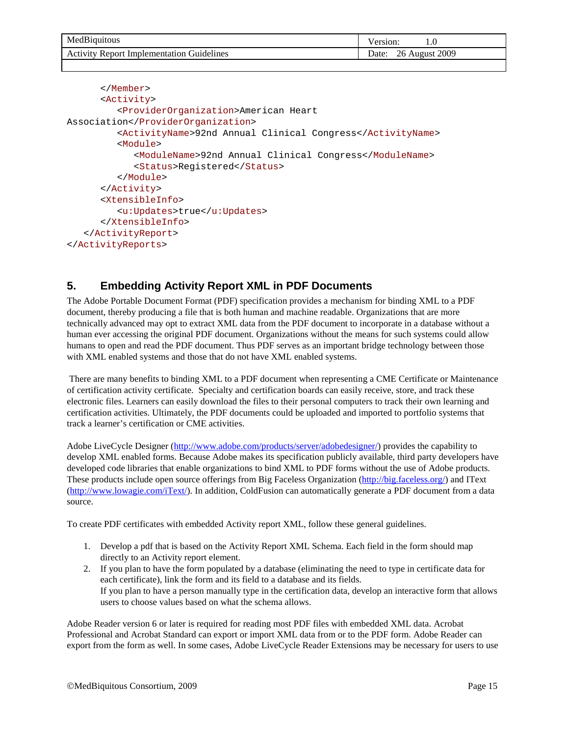```
      </Member>
      <Activity>
         <ProviderOrganization>American Heart 
Association</ProviderOrganization>
         <ActivityName>92nd Annual Clinical Congress</ActivityName>
         <Module>
            <ModuleName>92nd Annual Clinical Congress</ModuleName>
            <Status>Registered</Status>
         </Module>
      </Activity>
      <XtensibleInfo>
         <u:Updates>true</u:Updates>
      </XtensibleInfo>
   </ActivityReport>
</ActivityReports>
```

## 5. Embedding Activity Report XML in PDF Documents

The Adobe Portable Document Format (PDF) specification provides a mechanism for binding XML to a PDF document, thereby producing a file that is both human and machine readable. Organizations that are more technically advanced may opt to extract XML data from the PDF document to incorporate in a database without a human ever accessing the original PDF document. Organizations without the means for such systems could allow humans to open and read the PDF document. Thus PDF serves as an important bridge technology between those with XML enabled systems and those that do not have XML enabled systems.

There are many benefits to binding XML to a PDF document when representing a CME Certificate or Maintenance of certification activity certificate. Specialty and certification boards can easily receive, store, and track these electronic files. Learners can easily download the files to their personal computers to track their own learning and certification activities. Ultimately, the PDF documents could be uploaded and imported to portfolio systems that track a learner's certification or CME activities.

Adobe LiveCycle Designer (http://www.adobe.com/products/server/adobedesigner/) provides the capability to develop XML enabled forms. Because Adobe makes its specification publicly available, third party developers have developed code libraries that enable organizations to bind XML to PDF forms without the use of Adobe products. These products include open source offerings from Big Faceless Organization (http://big.faceless.org/) and IText (http://www.lowagie.com/iText/). In addition, ColdFusion can automatically generate a PDF document from a data source.

To create PDF certificates with embedded Activity report XML, follow these general guidelines.

1. Develop a pdf that is based on the Activity Report XML Schema. Each field in the form should map directly to an Activity report element.
2. If you plan to have the form populated by a database (eliminating the need to type in certificate data for each certificate), link the form and its field to a database and its fields.
   If you plan to have a person manually type in the certification data, develop an interactive form that allows users to choose values based on what the schema allows.

Adobe Reader version 6 or later is required for reading most PDF files with embedded XML data. Acrobat Professional and Acrobat Standard can export or import XML data from or to the PDF form. Adobe Reader can export from the form as well. In some cases, Adobe LiveCycle Reader Extensions may be necessary for users to use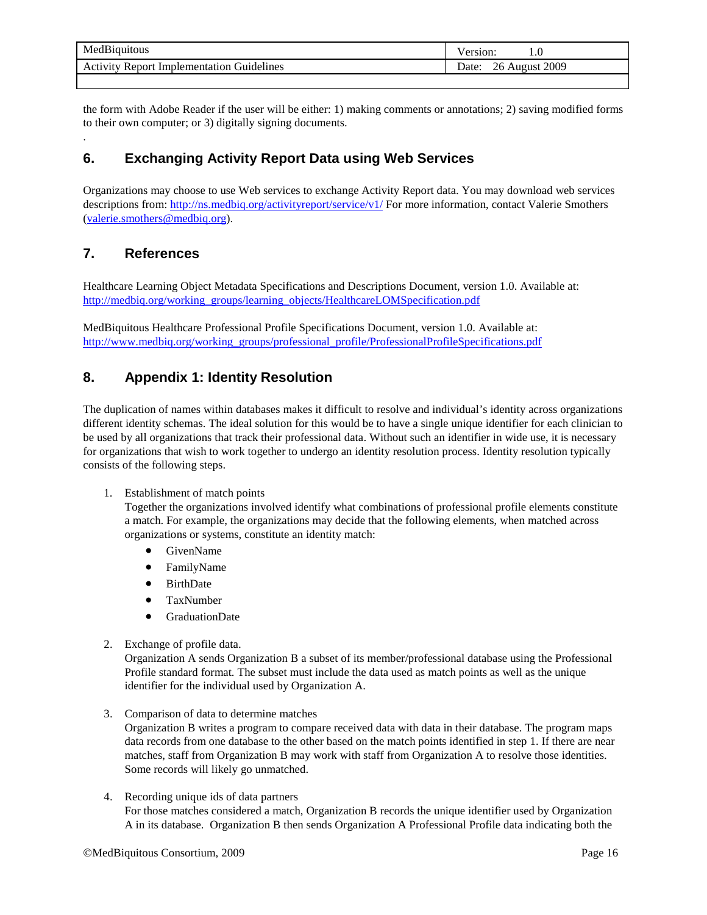the form with Adobe Reader if the user will be either: 1) making comments or annotations; 2) saving modified forms to their own computer; or 3) digitally signing documents.

.

## 6. Exchanging Activity Report Data using Web Services

Organizations may choose to use Web services to exchange Activity Report data. You may download web services descriptions from: http://ns.medbiq.org/activityreport/service/v1/ For more information, contact Valerie Smothers (valerie.smothers@medbiq.org).

## 7. References

Healthcare Learning Object Metadata Specifications and Descriptions Document, version 1.0. Available at: http://medbiq.org/working_groups/learning_objects/HealthcareLOMSpecification.pdf

MedBiquitous Healthcare Professional Profile Specifications Document, version 1.0. Available at: http://www.medbiq.org/working_groups/professional_profile/ProfessionalProfileSpecifications.pdf

## 8. Appendix 1: Identity Resolution

The duplication of names within databases makes it difficult to resolve and individual's identity across organizations different identity schemas. The ideal solution for this would be to have a single unique identifier for each clinician to be used by all organizations that track their professional data. Without such an identifier in wide use, it is necessary for organizations that wish to work together to undergo an identity resolution process. Identity resolution typically consists of the following steps.

1. Establishment of match points
   Together the organizations involved identify what combinations of professional profile elements constitute a match. For example, the organizations may decide that the following elements, when matched across organizations or systems, constitute an identity match:
   - GivenName
   - FamilyName
   - BirthDate
   - TaxNumber
   - GraduationDate

2. Exchange of profile data.
   Organization A sends Organization B a subset of its member/professional database using the Professional Profile standard format. The subset must include the data used as match points as well as the unique identifier for the individual used by Organization A.

3. Comparison of data to determine matches
   Organization B writes a program to compare received data with data in their database. The program maps data records from one database to the other based on the match points identified in step 1. If there are near matches, staff from Organization B may work with staff from Organization A to resolve those identities. Some records will likely go unmatched.

4. Recording unique ids of data partners
   For those matches considered a match, Organization B records the unique identifier used by Organization A in its database. Organization B then sends Organization A Professional Profile data indicating both the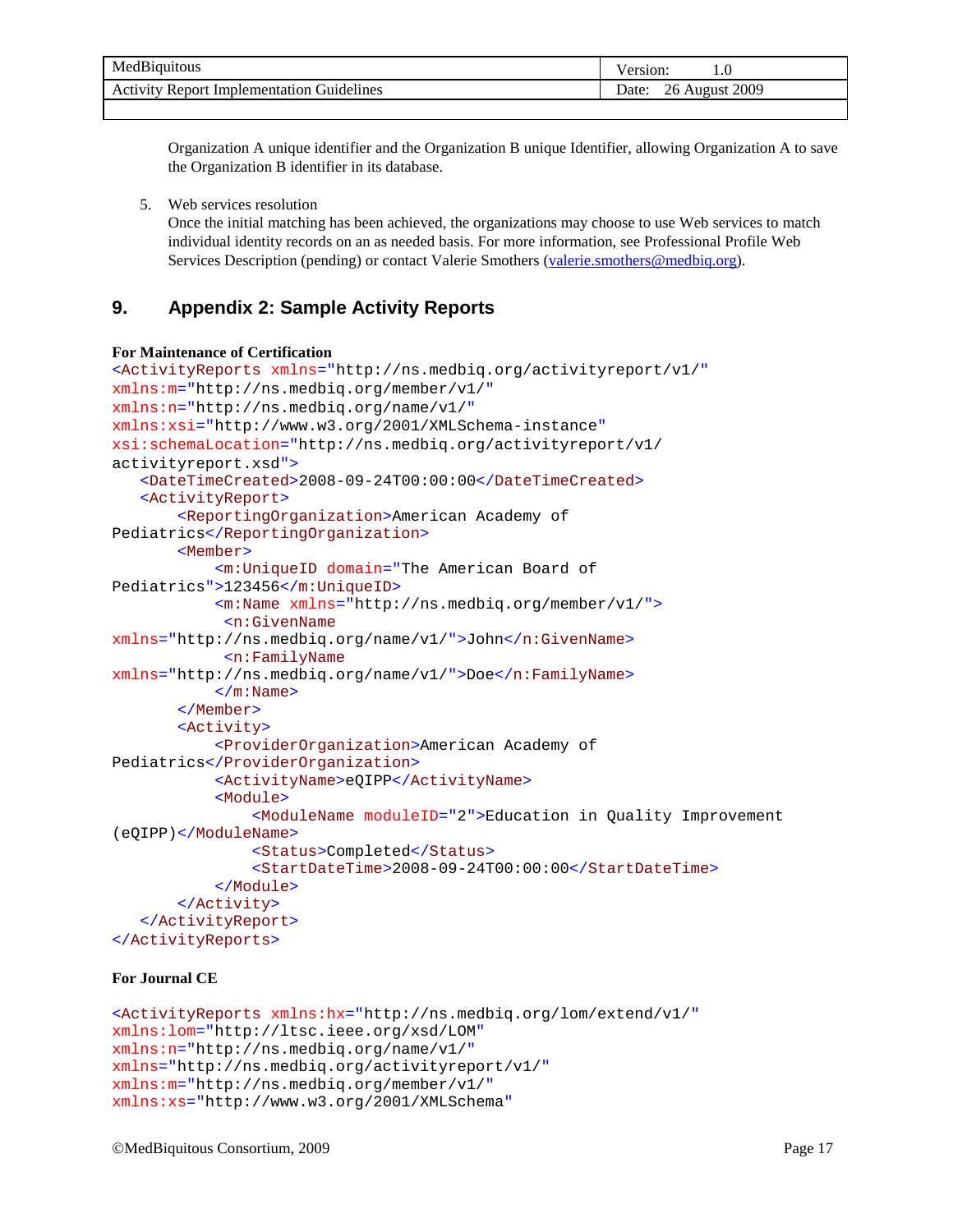Organization A unique identifier and the Organization B unique Identifier, allowing Organization A to save the Organization B identifier in its database.

5. Web services resolution
   Once the initial matching has been achieved, the organizations may choose to use Web services to match individual identity records on an as needed basis. For more information, see Professional Profile Web Services Description (pending) or contact Valerie Smothers (valerie.smothers@medbiq.org).

# 9. Appendix 2: Sample Activity Reports

**For Maintenance of Certification**

```
<ActivityReports xmlns="http://ns.medbiq.org/activityreport/v1/"
xmlns:m="http://ns.medbiq.org/member/v1/"
xmlns:n="http://ns.medbiq.org/name/v1/"
xmlns:xsi="http://www.w3.org/2001/XMLSchema-instance"
xsi:schemaLocation="http://ns.medbiq.org/activityreport/v1/
activityreport.xsd">
   <DateTimeCreated>2008-09-24T00:00:00</DateTimeCreated>
   <ActivityReport>
       <ReportingOrganization>American Academy of
Pediatrics</ReportingOrganization>
       <Member>
           <m:UniqueID domain="The American Board of
Pediatrics">123456</m:UniqueID>
           <m:Name xmlns="http://ns.medbiq.org/member/v1/">
            <n:GivenName
xmlns="http://ns.medbiq.org/name/v1/">John</n:GivenName>
            <n:FamilyName
xmlns="http://ns.medbiq.org/name/v1/">Doe</n:FamilyName>
           </m:Name>
       </Member>
       <Activity>
           <ProviderOrganization>American Academy of
Pediatrics</ProviderOrganization>
           <ActivityName>eQIPP</ActivityName>
           <Module>
               <ModuleName moduleID="2">Education in Quality Improvement
(eQIPP)</ModuleName>
               <Status>Completed</Status>
               <StartDateTime>2008-09-24T00:00:00</StartDateTime>
           </Module>
       </Activity>
   </ActivityReport>
</ActivityReports>
```

**For Journal CE**

```
<ActivityReports xmlns:hx="http://ns.medbiq.org/lom/extend/v1/"
xmlns:lom="http://ltsc.ieee.org/xsd/LOM"
xmlns:n="http://ns.medbiq.org/name/v1/"
xmlns="http://ns.medbiq.org/activityreport/v1/"
xmlns:m="http://ns.medbiq.org/member/v1/"
xmlns:xs="http://www.w3.org/2001/XMLSchema"
```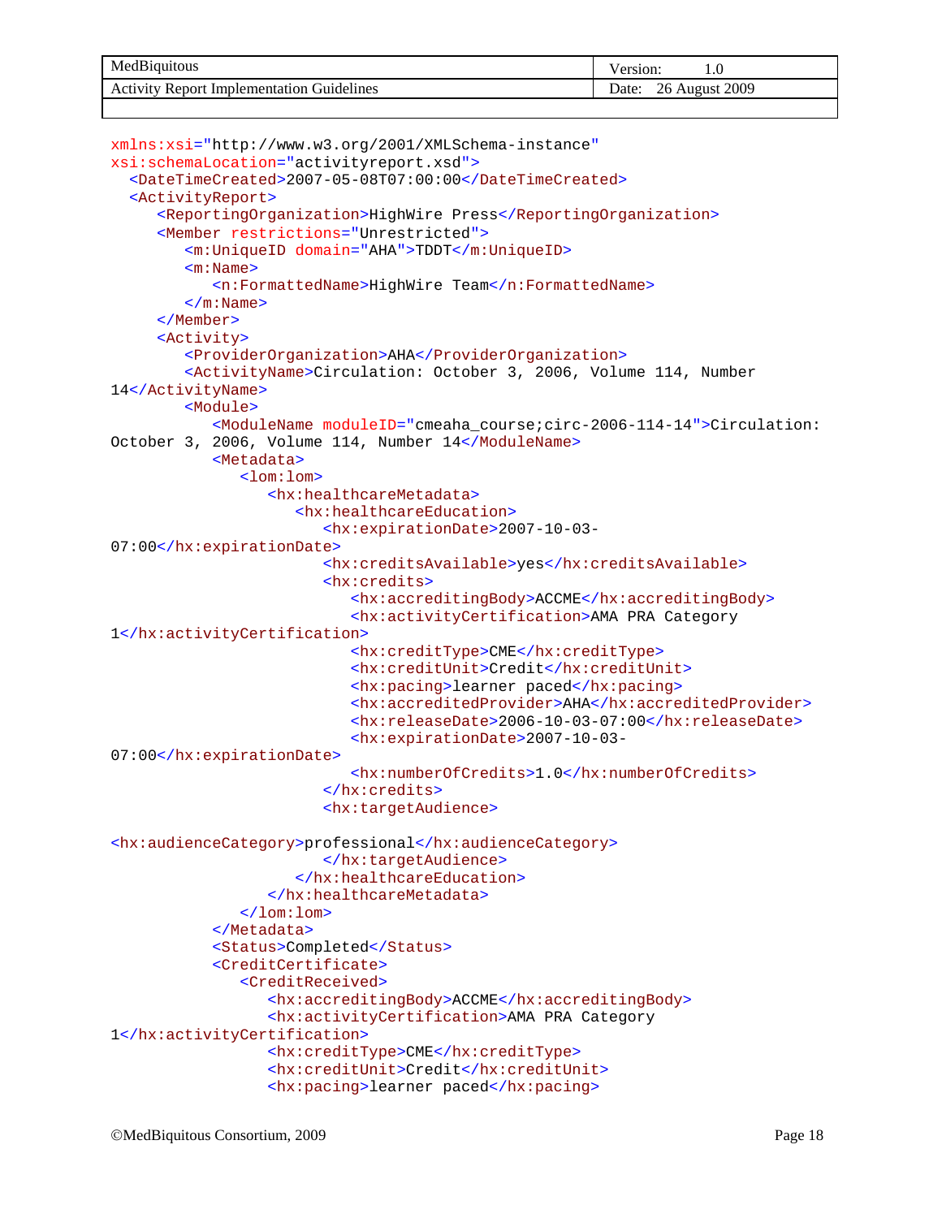```
xmlns:xsi="http://www.w3.org/2001/XMLSchema-instance"
xsi:schemaLocation="activityreport.xsd">
  <DateTimeCreated>2007-05-08T07:00:00</DateTimeCreated>
  <ActivityReport>
     <ReportingOrganization>HighWire Press</ReportingOrganization>
     <Member restrictions="Unrestricted">
        <m:UniqueID domain="AHA">TDDT</m:UniqueID>
        <m:Name>
           <n:FormattedName>HighWire Team</n:FormattedName>
        </m:Name>
     </Member>
     <Activity>
        <ProviderOrganization>AHA</ProviderOrganization>
        <ActivityName>Circulation: October 3, 2006, Volume 114, Number
14</ActivityName>
        <Module>
           <ModuleName moduleID="cmeaha_course;circ-2006-114-14">Circulation:
October 3, 2006, Volume 114, Number 14</ModuleName>
           <Metadata>
              <lom:lom>
                 <hx:healthcareMetadata>
                    <hx:healthcareEducation>
                       <hx:expirationDate>2007-10-03-
07:00</hx:expirationDate>
                       <hx:creditsAvailable>yes</hx:creditsAvailable>
                       <hx:credits>
                          <hx:accreditingBody>ACCME</hx:accreditingBody>
                          <hx:activityCertification>AMA PRA Category
1</hx:activityCertification>
                          <hx:creditType>CME</hx:creditType>
                          <hx:creditUnit>Credit</hx:creditUnit>
                          <hx:pacing>learner paced</hx:pacing>
                          <hx:accreditedProvider>AHA</hx:accreditedProvider>
                          <hx:releaseDate>2006-10-03-07:00</hx:releaseDate>
                          <hx:expirationDate>2007-10-03-
07:00</hx:expirationDate>
                          <hx:numberOfCredits>1.0</hx:numberOfCredits>
                       </hx:credits>
                       <hx:targetAudience>

<hx:audienceCategory>professional</hx:audienceCategory>
                       </hx:targetAudience>
                    </hx:healthcareEducation>
                 </hx:healthcareMetadata>
              </lom:lom>
           </Metadata>
           <Status>Completed</Status>
           <CreditCertificate>
              <CreditReceived>
                 <hx:accreditingBody>ACCME</hx:accreditingBody>
                 <hx:activityCertification>AMA PRA Category
1</hx:activityCertification>
                 <hx:creditType>CME</hx:creditType>
                 <hx:creditUnit>Credit</hx:creditUnit>
                 <hx:pacing>learner paced</hx:pacing>
```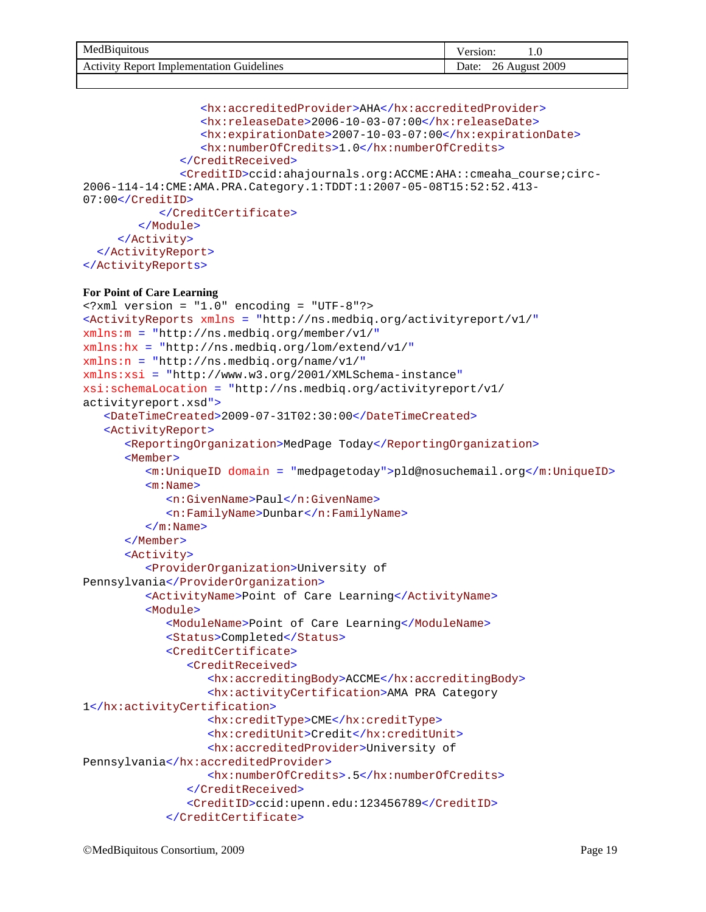```
                <hx:accreditedProvider>AHA</hx:accreditedProvider>
                <hx:releaseDate>2006-10-03-07:00</hx:releaseDate>
                <hx:expirationDate>2007-10-03-07:00</hx:expirationDate>
                <hx:numberOfCredits>1.0</hx:numberOfCredits>
              </CreditReceived>
              <CreditID>ccid:ahajournals.org:ACCME:AHA::cmeaha_course;circ-
2006-114-14:CME:AMA.PRA.Category.1:TDDT:1:2007-05-08T15:52:52.413-
07:00</CreditID>
            </CreditCertificate>
        </Module>
      </Activity>
  </ActivityReport>
</ActivityReports>
```

**For Point of Care Learning**

```
<?xml version = "1.0" encoding = "UTF-8"?>
<ActivityReports xmlns = "http://ns.medbiq.org/activityreport/v1/"
xmlns:m = "http://ns.medbiq.org/member/v1/"
xmlns:hx = "http://ns.medbiq.org/lom/extend/v1/"
xmlns:n = "http://ns.medbiq.org/name/v1/"
xmlns:xsi = "http://www.w3.org/2001/XMLSchema-instance"
xsi:schemaLocation = "http://ns.medbiq.org/activityreport/v1/
activityreport.xsd">
   <DateTimeCreated>2009-07-31T02:30:00</DateTimeCreated>
   <ActivityReport>
      <ReportingOrganization>MedPage Today</ReportingOrganization>
      <Member>
         <m:UniqueID domain = "medpagetoday">pld@nosuchemail.org</m:UniqueID>
         <m:Name>
            <n:GivenName>Paul</n:GivenName>
            <n:FamilyName>Dunbar</n:FamilyName>
         </m:Name>
      </Member>
      <Activity>
         <ProviderOrganization>University of
Pennsylvania</ProviderOrganization>
         <ActivityName>Point of Care Learning</ActivityName>
         <Module>
            <ModuleName>Point of Care Learning</ModuleName>
            <Status>Completed</Status>
            <CreditCertificate>
               <CreditReceived>
                  <hx:accreditingBody>ACCME</hx:accreditingBody>
                  <hx:activityCertification>AMA PRA Category
1</hx:activityCertification>
                  <hx:creditType>CME</hx:creditType>
                  <hx:creditUnit>Credit</hx:creditUnit>
                  <hx:accreditedProvider>University of
Pennsylvania</hx:accreditedProvider>
                  <hx:numberOfCredits>.5</hx:numberOfCredits>
               </CreditReceived>
               <CreditID>ccid:upenn.edu:123456789</CreditID>
            </CreditCertificate>
```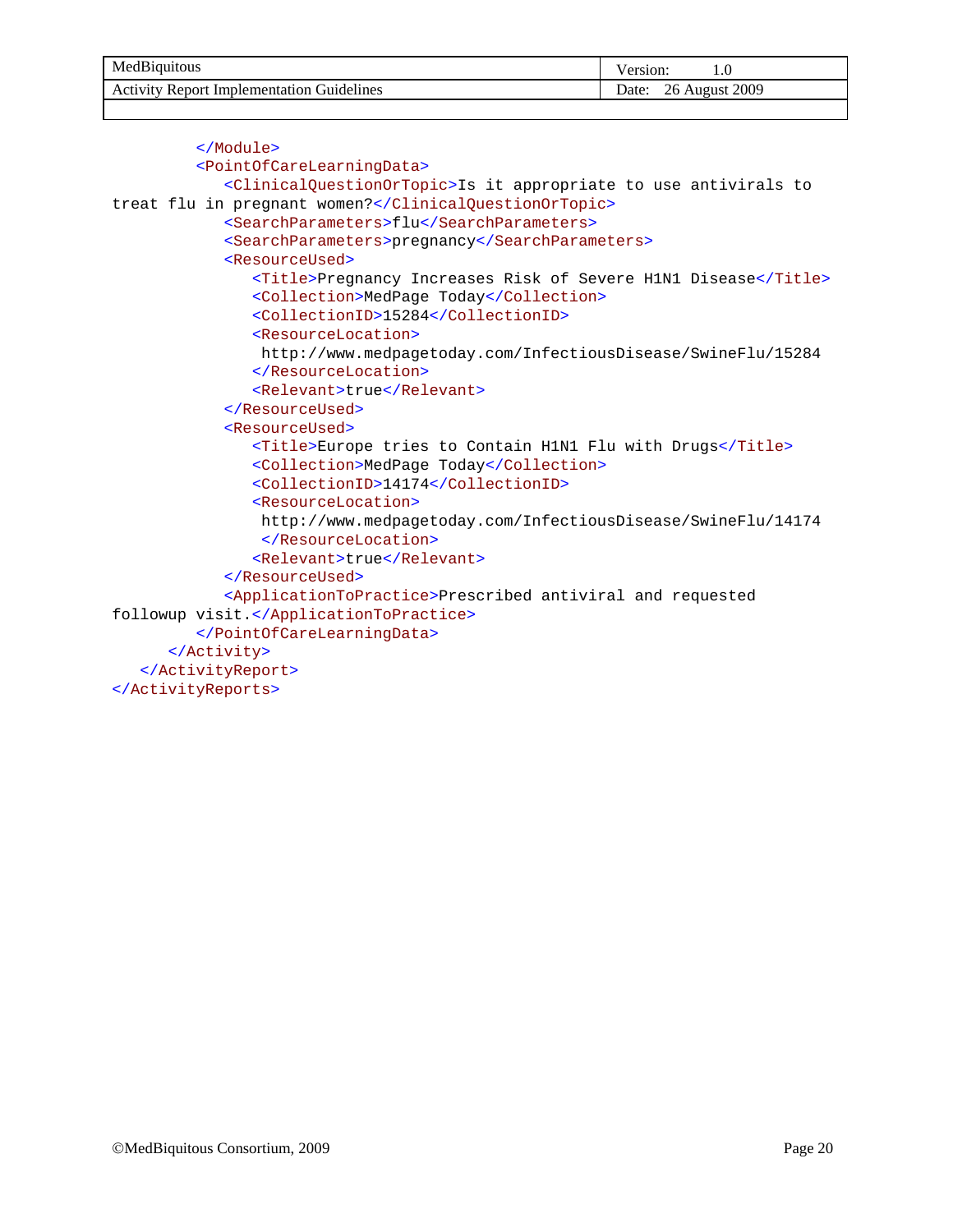```xml
        </Module>
        <PointOfCareLearningData>
          <ClinicalQuestionOrTopic>Is it appropriate to use antivirals to
treat flu in pregnant women?</ClinicalQuestionOrTopic>
          <SearchParameters>flu</SearchParameters>
          <SearchParameters>pregnancy</SearchParameters>
          <ResourceUsed>
            <Title>Pregnancy Increases Risk of Severe H1N1 Disease</Title>
            <Collection>MedPage Today</Collection>
            <CollectionID>15284</CollectionID>
            <ResourceLocation>
             http://www.medpagetoday.com/InfectiousDisease/SwineFlu/15284
            </ResourceLocation>
            <Relevant>true</Relevant>
          </ResourceUsed>
          <ResourceUsed>
            <Title>Europe tries to Contain H1N1 Flu with Drugs</Title>
            <Collection>MedPage Today</Collection>
            <CollectionID>14174</CollectionID>
            <ResourceLocation>
             http://www.medpagetoday.com/InfectiousDisease/SwineFlu/14174
             </ResourceLocation>
            <Relevant>true</Relevant>
          </ResourceUsed>
          <ApplicationToPractice>Prescribed antiviral and requested
followup visit.</ApplicationToPractice>
        </PointOfCareLearningData>
      </Activity>
    </ActivityReport>
</ActivityReports>
```